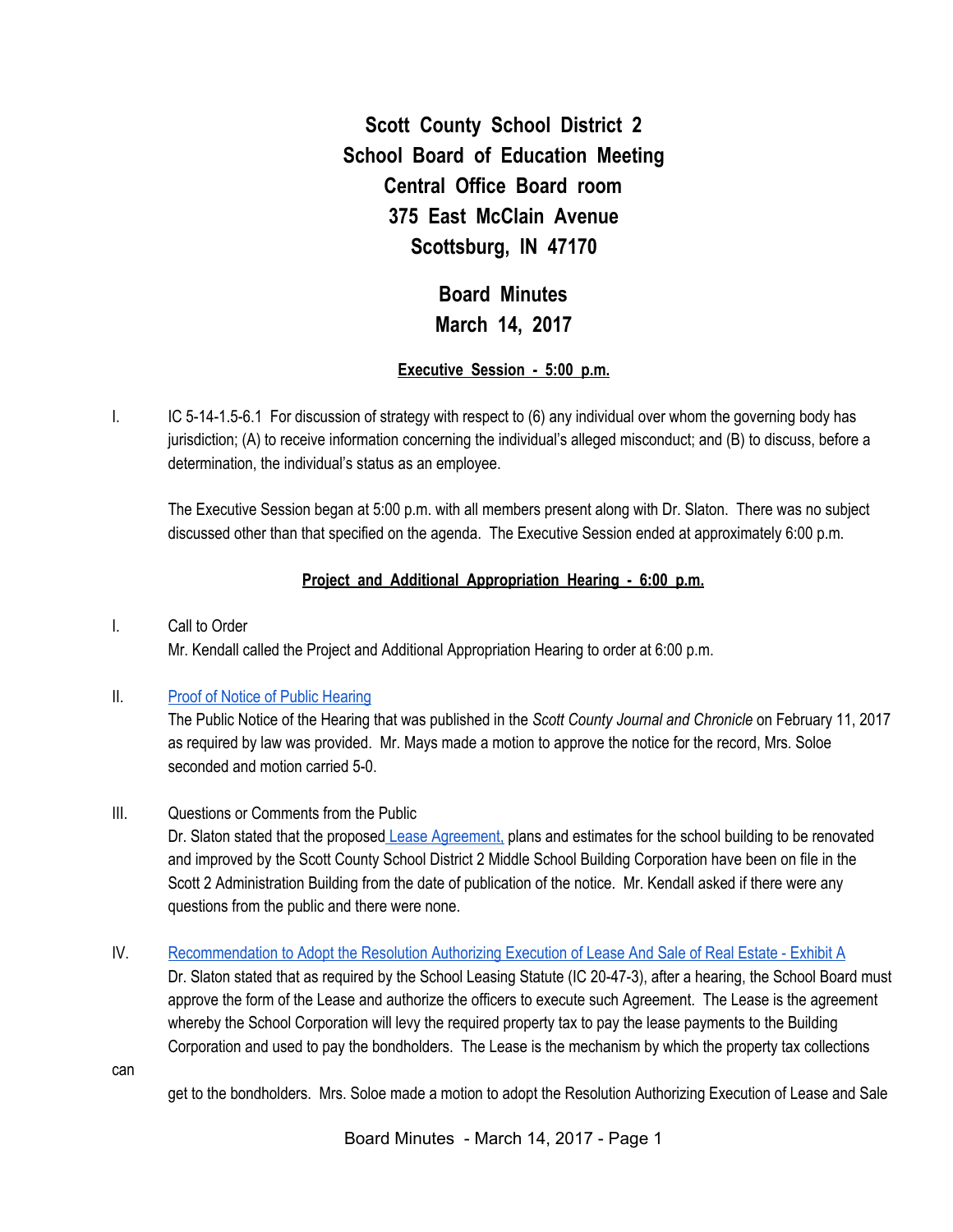# Scott County School District 2
## School Board of Education Meeting
## Central Office Board room
## 375 East McClain Avenue
## Scottsburg, IN 47170

## Board Minutes
## March 14, 2017

**Executive Session - 5:00 p.m.**

I. IC 5-14-1.5-6.1 For discussion of strategy with respect to (6) any individual over whom the governing body has jurisdiction; (A) to receive information concerning the individual's alleged misconduct; and (B) to discuss, before a determination, the individual's status as an employee.

The Executive Session began at 5:00 p.m. with all members present along with Dr. Slaton. There was no subject discussed other than that specified on the agenda. The Executive Session ended at approximately 6:00 p.m.

**Project and Additional Appropriation Hearing - 6:00 p.m.**

I. Call to Order
Mr. Kendall called the Project and Additional Appropriation Hearing to order at 6:00 p.m.

II. Proof of Notice of Public Hearing
The Public Notice of the Hearing that was published in the *Scott County Journal and Chronicle* on February 11, 2017 as required by law was provided. Mr. Mays made a motion to approve the notice for the record, Mrs. Soloe seconded and motion carried 5-0.

III. Questions or Comments from the Public
Dr. Slaton stated that the proposed Lease Agreement, plans and estimates for the school building to be renovated and improved by the Scott County School District 2 Middle School Building Corporation have been on file in the Scott 2 Administration Building from the date of publication of the notice. Mr. Kendall asked if there were any questions from the public and there were none.

IV. Recommendation to Adopt the Resolution Authorizing Execution of Lease And Sale of Real Estate - Exhibit A
Dr. Slaton stated that as required by the School Leasing Statute (IC 20-47-3), after a hearing, the School Board must approve the form of the Lease and authorize the officers to execute such Agreement. The Lease is the agreement whereby the School Corporation will levy the required property tax to pay the lease payments to the Building Corporation and used to pay the bondholders. The Lease is the mechanism by which the property tax collections can get to the bondholders. Mrs. Soloe made a motion to adopt the Resolution Authorizing Execution of Lease and Sale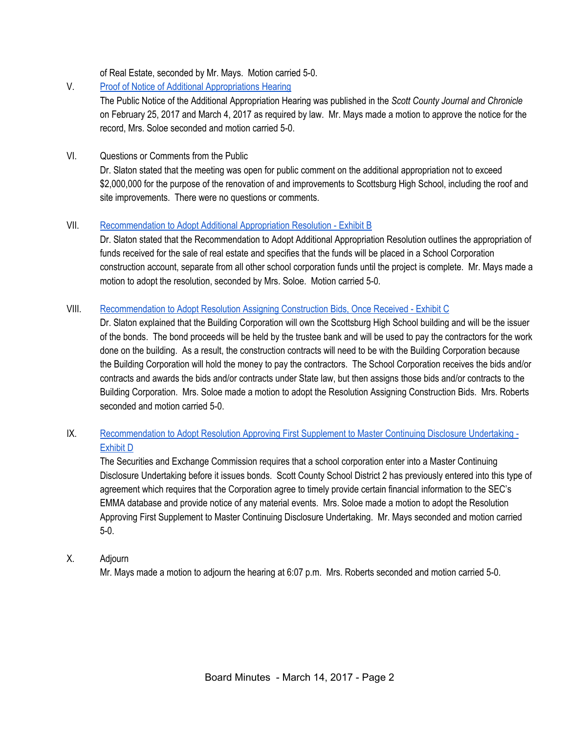of Real Estate, seconded by Mr. Mays. Motion carried 5-0.

V. Proof of Notice of Additional Appropriations Hearing

The Public Notice of the Additional Appropriation Hearing was published in the *Scott County Journal and Chronicle* on February 25, 2017 and March 4, 2017 as required by law. Mr. Mays made a motion to approve the notice for the record, Mrs. Soloe seconded and motion carried 5-0.

VI. Questions or Comments from the Public

Dr. Slaton stated that the meeting was open for public comment on the additional appropriation not to exceed $2,000,000 for the purpose of the renovation of and improvements to Scottsburg High School, including the roof and site improvements. There were no questions or comments.

VII. Recommendation to Adopt Additional Appropriation Resolution - Exhibit B

Dr. Slaton stated that the Recommendation to Adopt Additional Appropriation Resolution outlines the appropriation of funds received for the sale of real estate and specifies that the funds will be placed in a School Corporation construction account, separate from all other school corporation funds until the project is complete. Mr. Mays made a motion to adopt the resolution, seconded by Mrs. Soloe. Motion carried 5-0.

VIII. Recommendation to Adopt Resolution Assigning Construction Bids, Once Received - Exhibit C

Dr. Slaton explained that the Building Corporation will own the Scottsburg High School building and will be the issuer of the bonds. The bond proceeds will be held by the trustee bank and will be used to pay the contractors for the work done on the building. As a result, the construction contracts will need to be with the Building Corporation because the Building Corporation will hold the money to pay the contractors. The School Corporation receives the bids and/or contracts and awards the bids and/or contracts under State law, but then assigns those bids and/or contracts to the Building Corporation. Mrs. Soloe made a motion to adopt the Resolution Assigning Construction Bids. Mrs. Roberts seconded and motion carried 5-0.

IX. Recommendation to Adopt Resolution Approving First Supplement to Master Continuing Disclosure Undertaking - Exhibit D

The Securities and Exchange Commission requires that a school corporation enter into a Master Continuing Disclosure Undertaking before it issues bonds. Scott County School District 2 has previously entered into this type of agreement which requires that the Corporation agree to timely provide certain financial information to the SEC's EMMA database and provide notice of any material events. Mrs. Soloe made a motion to adopt the Resolution Approving First Supplement to Master Continuing Disclosure Undertaking. Mr. Mays seconded and motion carried 5-0.

X. Adjourn

Mr. Mays made a motion to adjourn the hearing at 6:07 p.m. Mrs. Roberts seconded and motion carried 5-0.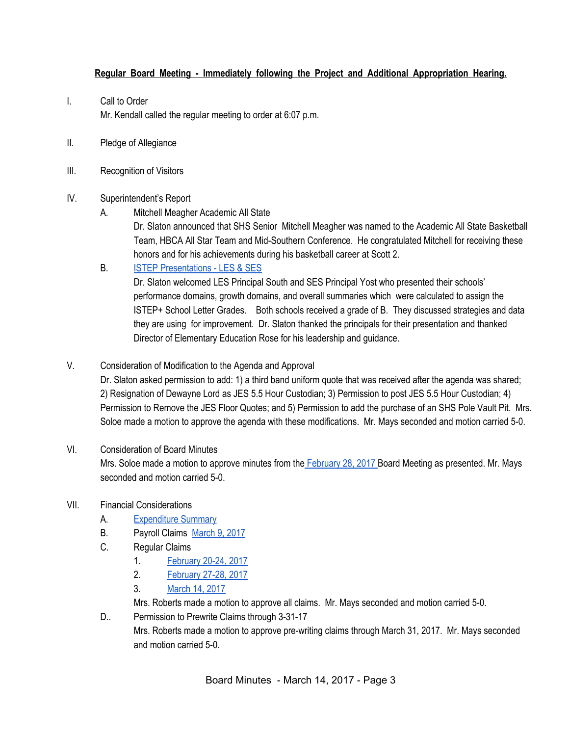**Regular Board Meeting - Immediately following the Project and Additional Appropriation Hearing.**

I. Call to Order

Mr. Kendall called the regular meeting to order at 6:07 p.m.

II. Pledge of Allegiance

III. Recognition of Visitors

IV. Superintendent's Report

A. Mitchell Meagher Academic All State

Dr. Slaton announced that SHS Senior Mitchell Meagher was named to the Academic All State Basketball Team, HBCA All Star Team and Mid-Southern Conference. He congratulated Mitchell for receiving these honors and for his achievements during his basketball career at Scott 2.

B. ISTEP Presentations - LES & SES

Dr. Slaton welcomed LES Principal South and SES Principal Yost who presented their schools' performance domains, growth domains, and overall summaries which were calculated to assign the ISTEP+ School Letter Grades. Both schools received a grade of B. They discussed strategies and data they are using for improvement. Dr. Slaton thanked the principals for their presentation and thanked Director of Elementary Education Rose for his leadership and guidance.

V. Consideration of Modification to the Agenda and Approval

Dr. Slaton asked permission to add: 1) a third band uniform quote that was received after the agenda was shared; 2) Resignation of Dewayne Lord as JES 5.5 Hour Custodian; 3) Permission to post JES 5.5 Hour Custodian; 4) Permission to Remove the JES Floor Quotes; and 5) Permission to add the purchase of an SHS Pole Vault Pit. Mrs. Soloe made a motion to approve the agenda with these modifications. Mr. Mays seconded and motion carried 5-0.

VI. Consideration of Board Minutes

Mrs. Soloe made a motion to approve minutes from the February 28, 2017 Board Meeting as presented. Mr. Mays seconded and motion carried 5-0.

VII. Financial Considerations

A. Expenditure Summary

B. Payroll Claims March 9, 2017

C. Regular Claims

1. February 20-24, 2017
2. February 27-28, 2017
3. March 14, 2017

Mrs. Roberts made a motion to approve all claims. Mr. Mays seconded and motion carried 5-0.

D.. Permission to Prewrite Claims through 3-31-17

Mrs. Roberts made a motion to approve pre-writing claims through March 31, 2017. Mr. Mays seconded and motion carried 5-0.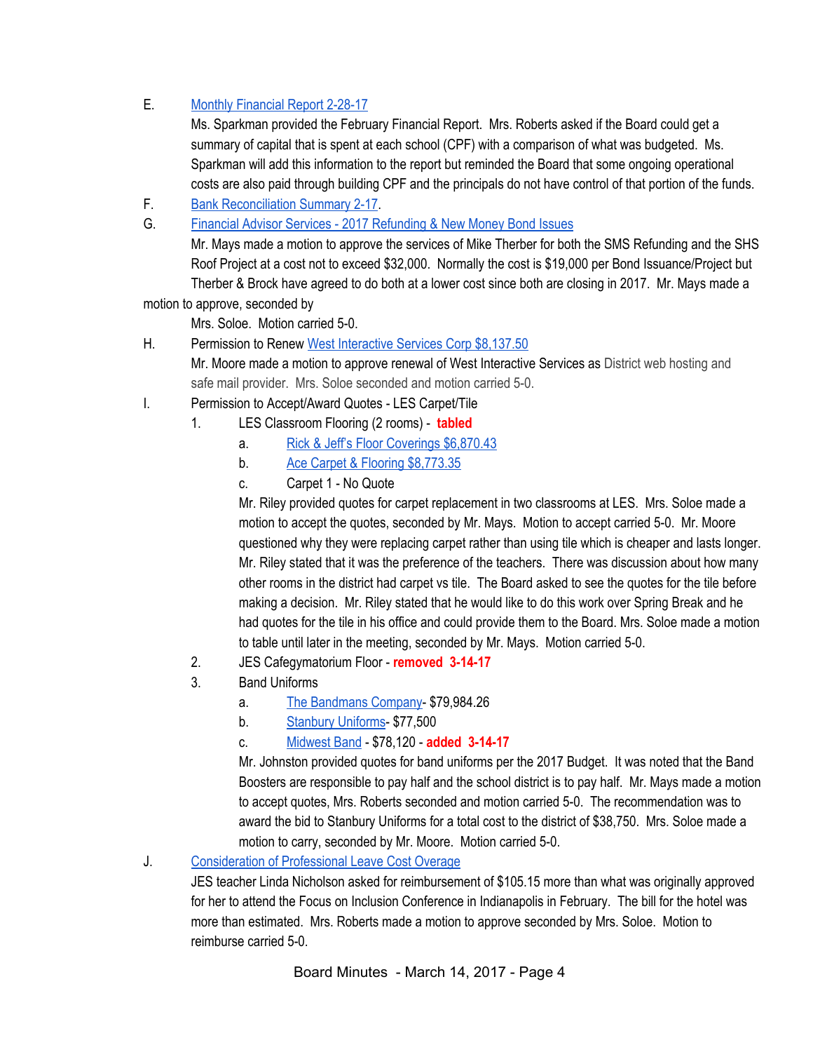E. Monthly Financial Report 2-28-17

Ms. Sparkman provided the February Financial Report. Mrs. Roberts asked if the Board could get a summary of capital that is spent at each school (CPF) with a comparison of what was budgeted. Ms. Sparkman will add this information to the report but reminded the Board that some ongoing operational costs are also paid through building CPF and the principals do not have control of that portion of the funds.

F. Bank Reconciliation Summary 2-17.

G. Financial Advisor Services - 2017 Refunding & New Money Bond Issues

Mr. Mays made a motion to approve the services of Mike Therber for both the SMS Refunding and the SHS Roof Project at a cost not to exceed $32,000. Normally the cost is $19,000 per Bond Issuance/Project but Therber & Brock have agreed to do both at a lower cost since both are closing in 2017. Mr. Mays made a motion to approve, seconded by Mrs. Soloe. Motion carried 5-0.

H. Permission to Renew West Interactive Services Corp $8,137.50

Mr. Moore made a motion to approve renewal of West Interactive Services as District web hosting and safe mail provider. Mrs. Soloe seconded and motion carried 5-0.

I. Permission to Accept/Award Quotes - LES Carpet/Tile

1. LES Classroom Flooring (2 rooms) - **tabled**
   a. Rick & Jeff's Floor Coverings $6,870.43
   b. Ace Carpet & Flooring $8,773.35
   c. Carpet 1 - No Quote

   Mr. Riley provided quotes for carpet replacement in two classrooms at LES. Mrs. Soloe made a motion to accept the quotes, seconded by Mr. Mays. Motion to accept carried 5-0. Mr. Moore questioned why they were replacing carpet rather than using tile which is cheaper and lasts longer. Mr. Riley stated that it was the preference of the teachers. There was discussion about how many other rooms in the district had carpet vs tile. The Board asked to see the quotes for the tile before making a decision. Mr. Riley stated that he would like to do this work over Spring Break and he had quotes for the tile in his office and could provide them to the Board. Mrs. Soloe made a motion to table until later in the meeting, seconded by Mr. Mays. Motion carried 5-0.

2. JES Cafegymatorium Floor - **removed 3-14-17**
3. Band Uniforms
   a. The Bandmans Company- $79,984.26
   b. Stanbury Uniforms- $77,500
   c. Midwest Band - $78,120 - **added 3-14-17**

   Mr. Johnston provided quotes for band uniforms per the 2017 Budget. It was noted that the Band Boosters are responsible to pay half and the school district is to pay half. Mr. Mays made a motion to accept quotes, Mrs. Roberts seconded and motion carried 5-0. The recommendation was to award the bid to Stanbury Uniforms for a total cost to the district of $38,750. Mrs. Soloe made a motion to carry, seconded by Mr. Moore. Motion carried 5-0.

J. Consideration of Professional Leave Cost Overage

JES teacher Linda Nicholson asked for reimbursement of $105.15 more than what was originally approved for her to attend the Focus on Inclusion Conference in Indianapolis in February. The bill for the hotel was more than estimated. Mrs. Roberts made a motion to approve seconded by Mrs. Soloe. Motion to reimburse carried 5-0.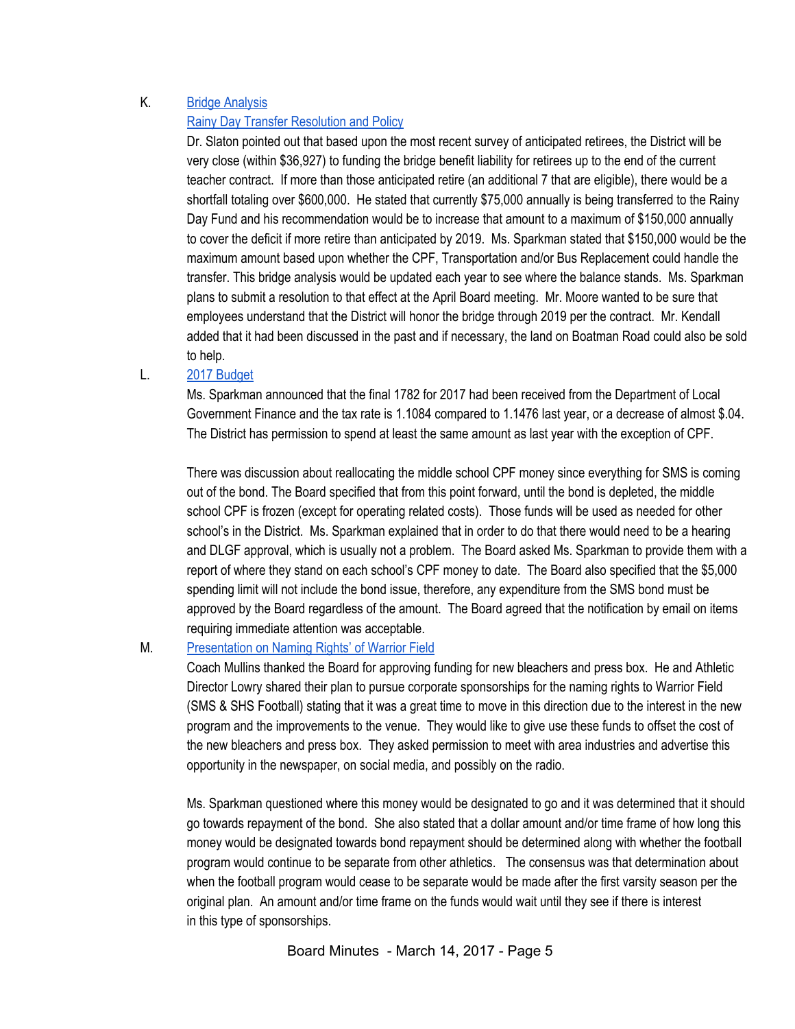K. [Bridge Analysis](#)

[Rainy Day Transfer Resolution and Policy](#)

Dr. Slaton pointed out that based upon the most recent survey of anticipated retirees, the District will be very close (within $36,927) to funding the bridge benefit liability for retirees up to the end of the current teacher contract. If more than those anticipated retire (an additional 7 that are eligible), there would be a shortfall totaling over $600,000. He stated that currently $75,000 annually is being transferred to the Rainy Day Fund and his recommendation would be to increase that amount to a maximum of $150,000 annually to cover the deficit if more retire than anticipated by 2019. Ms. Sparkman stated that $150,000 would be the maximum amount based upon whether the CPF, Transportation and/or Bus Replacement could handle the transfer. This bridge analysis would be updated each year to see where the balance stands. Ms. Sparkman plans to submit a resolution to that effect at the April Board meeting. Mr. Moore wanted to be sure that employees understand that the District will honor the bridge through 2019 per the contract. Mr. Kendall added that it had been discussed in the past and if necessary, the land on Boatman Road could also be sold to help.

L. [2017 Budget](#)

Ms. Sparkman announced that the final 1782 for 2017 had been received from the Department of Local Government Finance and the tax rate is 1.1084 compared to 1.1476 last year, or a decrease of almost $.04. The District has permission to spend at least the same amount as last year with the exception of CPF.

There was discussion about reallocating the middle school CPF money since everything for SMS is coming out of the bond. The Board specified that from this point forward, until the bond is depleted, the middle school CPF is frozen (except for operating related costs). Those funds will be used as needed for other school's in the District. Ms. Sparkman explained that in order to do that there would need to be a hearing and DLGF approval, which is usually not a problem. The Board asked Ms. Sparkman to provide them with a report of where they stand on each school's CPF money to date. The Board also specified that the $5,000 spending limit will not include the bond issue, therefore, any expenditure from the SMS bond must be approved by the Board regardless of the amount. The Board agreed that the notification by email on items requiring immediate attention was acceptable.

M. [Presentation on Naming Rights' of Warrior Field](#)

Coach Mullins thanked the Board for approving funding for new bleachers and press box. He and Athletic Director Lowry shared their plan to pursue corporate sponsorships for the naming rights to Warrior Field (SMS & SHS Football) stating that it was a great time to move in this direction due to the interest in the new program and the improvements to the venue. They would like to give use these funds to offset the cost of the new bleachers and press box. They asked permission to meet with area industries and advertise this opportunity in the newspaper, on social media, and possibly on the radio.

Ms. Sparkman questioned where this money would be designated to go and it was determined that it should go towards repayment of the bond. She also stated that a dollar amount and/or time frame of how long this money would be designated towards bond repayment should be determined along with whether the football program would continue to be separate from other athletics. The consensus was that determination about when the football program would cease to be separate would be made after the first varsity season per the original plan. An amount and/or time frame on the funds would wait until they see if there is interest in this type of sponsorships.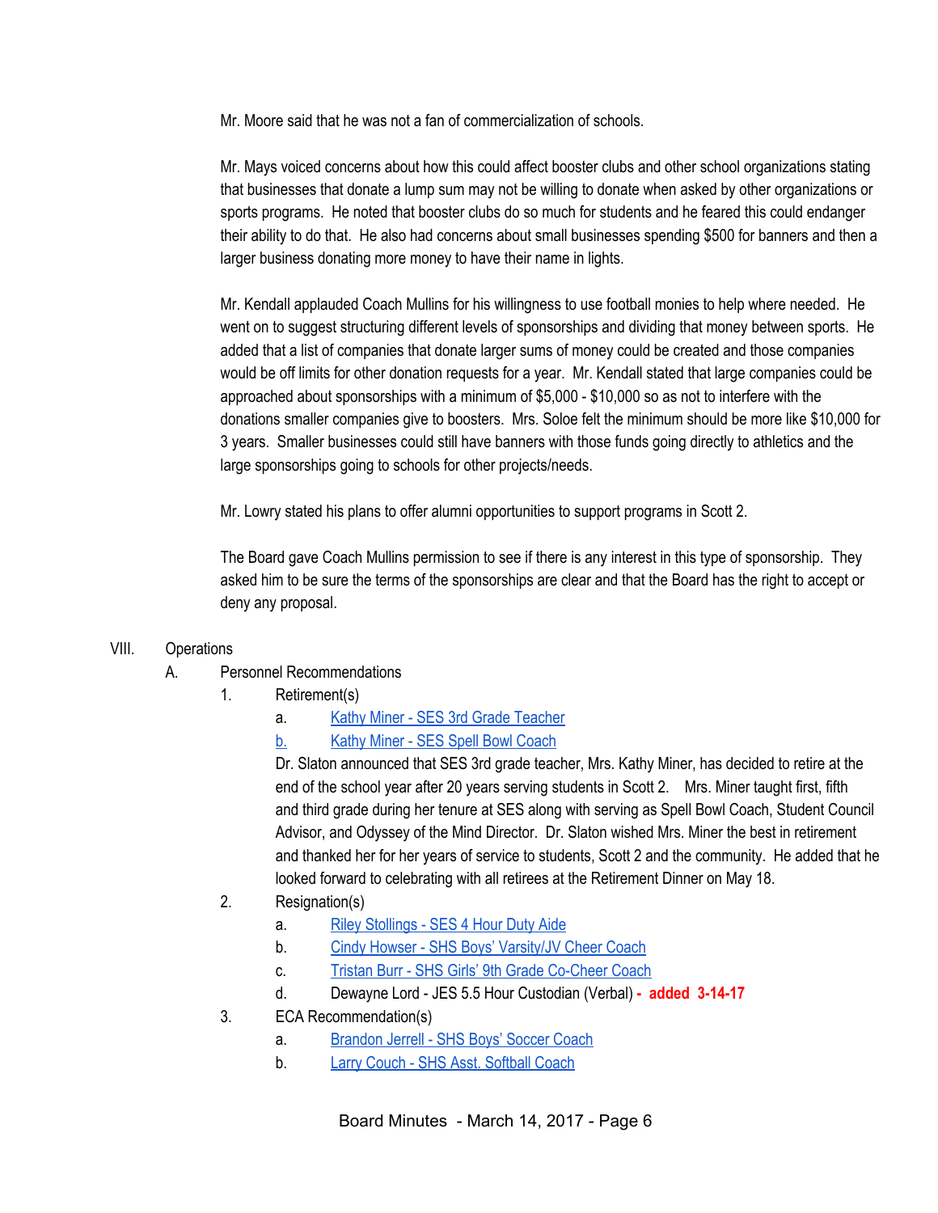Mr. Moore said that he was not a fan of commercialization of schools.

Mr. Mays voiced concerns about how this could affect booster clubs and other school organizations stating that businesses that donate a lump sum may not be willing to donate when asked by other organizations or sports programs. He noted that booster clubs do so much for students and he feared this could endanger their ability to do that. He also had concerns about small businesses spending $500 for banners and then a larger business donating more money to have their name in lights.

Mr. Kendall applauded Coach Mullins for his willingness to use football monies to help where needed. He went on to suggest structuring different levels of sponsorships and dividing that money between sports. He added that a list of companies that donate larger sums of money could be created and those companies would be off limits for other donation requests for a year. Mr. Kendall stated that large companies could be approached about sponsorships with a minimum of $5,000 - $10,000 so as not to interfere with the donations smaller companies give to boosters. Mrs. Soloe felt the minimum should be more like $10,000 for 3 years. Smaller businesses could still have banners with those funds going directly to athletics and the large sponsorships going to schools for other projects/needs.

Mr. Lowry stated his plans to offer alumni opportunities to support programs in Scott 2.

The Board gave Coach Mullins permission to see if there is any interest in this type of sponsorship. They asked him to be sure the terms of the sponsorships are clear and that the Board has the right to accept or deny any proposal.

VIII. Operations

A. Personnel Recommendations

1. Retirement(s)

a. Kathy Miner - SES 3rd Grade Teacher

b. Kathy Miner - SES Spell Bowl Coach

Dr. Slaton announced that SES 3rd grade teacher, Mrs. Kathy Miner, has decided to retire at the end of the school year after 20 years serving students in Scott 2. Mrs. Miner taught first, fifth and third grade during her tenure at SES along with serving as Spell Bowl Coach, Student Council Advisor, and Odyssey of the Mind Director. Dr. Slaton wished Mrs. Miner the best in retirement and thanked her for her years of service to students, Scott 2 and the community. He added that he looked forward to celebrating with all retirees at the Retirement Dinner on May 18.

2. Resignation(s)

a. Riley Stollings - SES 4 Hour Duty Aide

b. Cindy Howser - SHS Boys' Varsity/JV Cheer Coach

c. Tristan Burr - SHS Girls' 9th Grade Co-Cheer Coach

d. Dewayne Lord - JES 5.5 Hour Custodian (Verbal) **- added 3-14-17**

3. ECA Recommendation(s)

a. Brandon Jerrell - SHS Boys' Soccer Coach

b. Larry Couch - SHS Asst. Softball Coach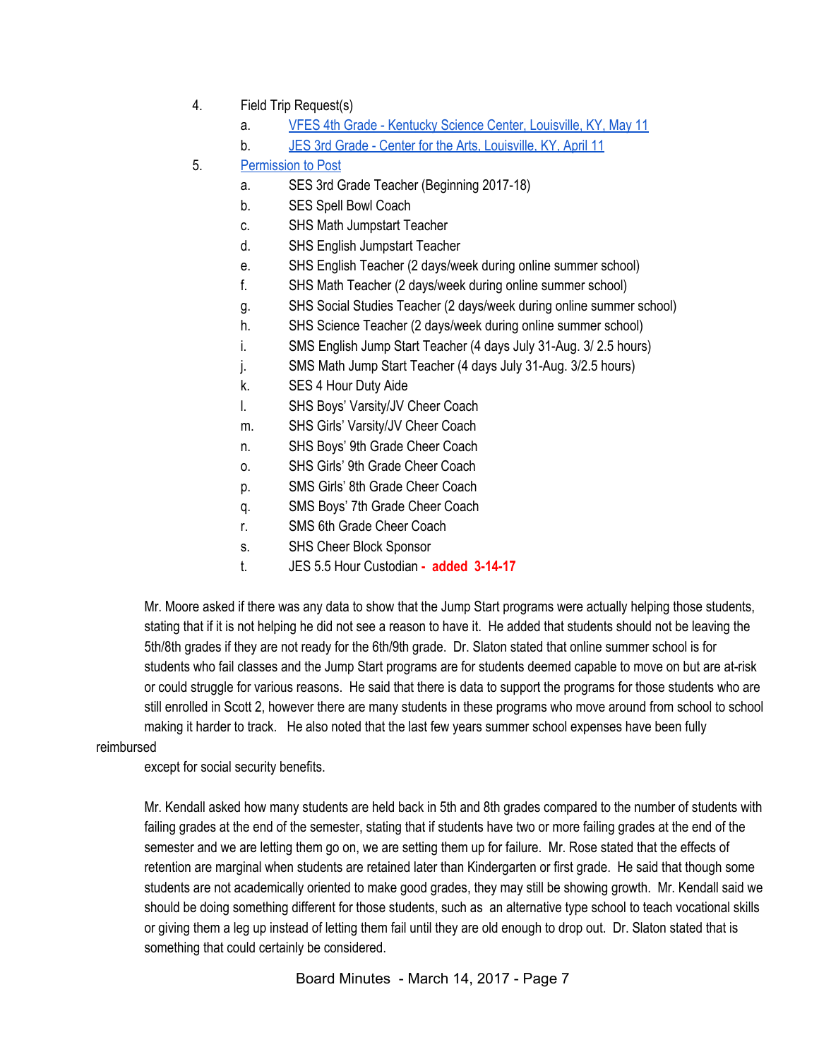4. Field Trip Request(s)
    a. VFES 4th Grade - Kentucky Science Center, Louisville, KY, May 11
    b. JES 3rd Grade - Center for the Arts, Louisville, KY, April 11
5. Permission to Post
    a. SES 3rd Grade Teacher (Beginning 2017-18)
    b. SES Spell Bowl Coach
    c. SHS Math Jumpstart Teacher
    d. SHS English Jumpstart Teacher
    e. SHS English Teacher (2 days/week during online summer school)
    f. SHS Math Teacher (2 days/week during online summer school)
    g. SHS Social Studies Teacher (2 days/week during online summer school)
    h. SHS Science Teacher (2 days/week during online summer school)
    i. SMS English Jump Start Teacher (4 days July 31-Aug. 3/ 2.5 hours)
    j. SMS Math Jump Start Teacher (4 days July 31-Aug. 3/2.5 hours)
    k. SES 4 Hour Duty Aide
    l. SHS Boys' Varsity/JV Cheer Coach
    m. SHS Girls' Varsity/JV Cheer Coach
    n. SHS Boys' 9th Grade Cheer Coach
    o. SHS Girls' 9th Grade Cheer Coach
    p. SMS Girls' 8th Grade Cheer Coach
    q. SMS Boys' 7th Grade Cheer Coach
    r. SMS 6th Grade Cheer Coach
    s. SHS Cheer Block Sponsor
    t. JES 5.5 Hour Custodian **- added 3-14-17**

Mr. Moore asked if there was any data to show that the Jump Start programs were actually helping those students, stating that if it is not helping he did not see a reason to have it. He added that students should not be leaving the 5th/8th grades if they are not ready for the 6th/9th grade. Dr. Slaton stated that online summer school is for students who fail classes and the Jump Start programs are for students deemed capable to move on but are at-risk or could struggle for various reasons. He said that there is data to support the programs for those students who are still enrolled in Scott 2, however there are many students in these programs who move around from school to school making it harder to track. He also noted that the last few years summer school expenses have been fully reimbursed except for social security benefits.

Mr. Kendall asked how many students are held back in 5th and 8th grades compared to the number of students with failing grades at the end of the semester, stating that if students have two or more failing grades at the end of the semester and we are letting them go on, we are setting them up for failure. Mr. Rose stated that the effects of retention are marginal when students are retained later than Kindergarten or first grade. He said that though some students are not academically oriented to make good grades, they may still be showing growth. Mr. Kendall said we should be doing something different for those students, such as an alternative type school to teach vocational skills or giving them a leg up instead of letting them fail until they are old enough to drop out. Dr. Slaton stated that is something that could certainly be considered.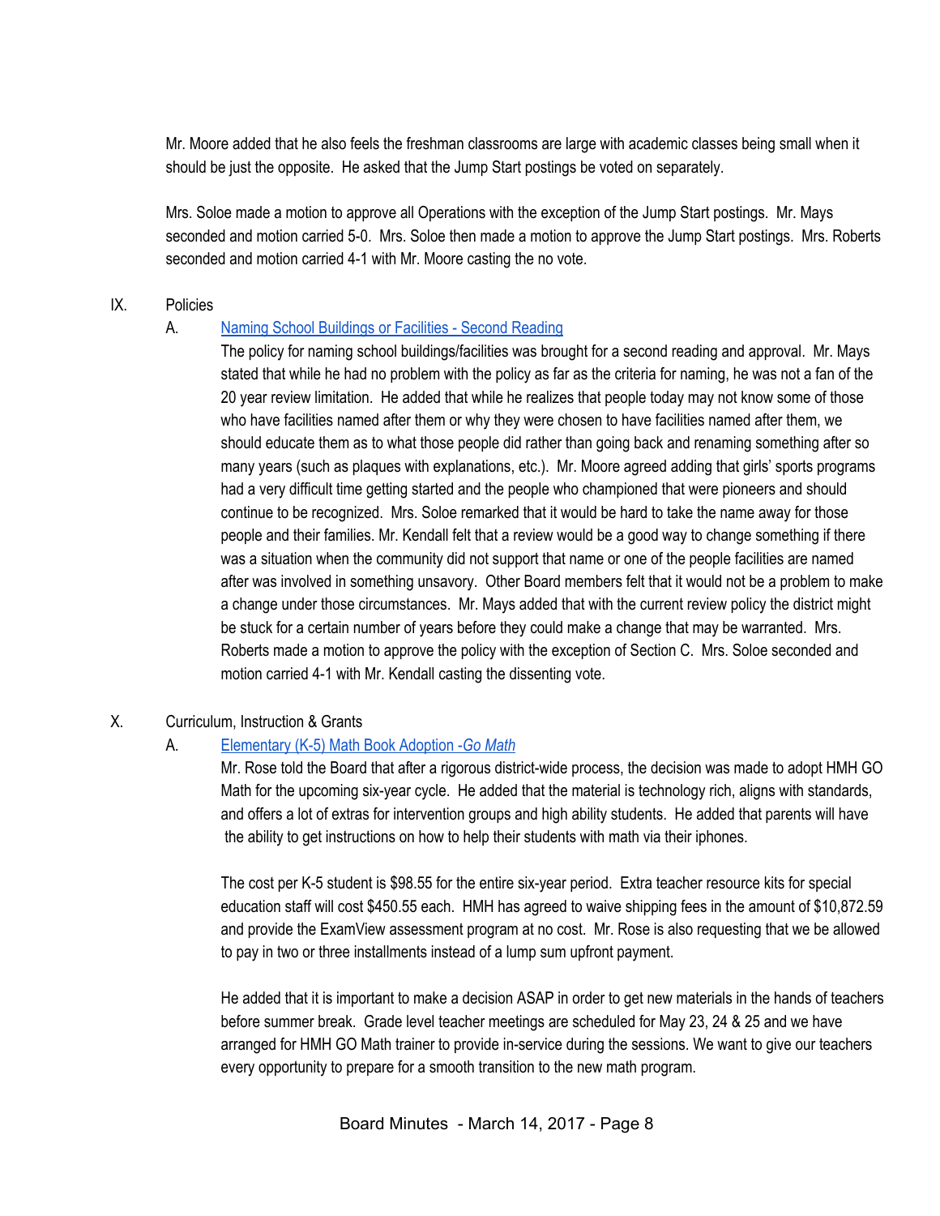Mr. Moore added that he also feels the freshman classrooms are large with academic classes being small when it should be just the opposite. He asked that the Jump Start postings be voted on separately.

Mrs. Soloe made a motion to approve all Operations with the exception of the Jump Start postings. Mr. Mays seconded and motion carried 5-0. Mrs. Soloe then made a motion to approve the Jump Start postings. Mrs. Roberts seconded and motion carried 4-1 with Mr. Moore casting the no vote.

IX. Policies

A. Naming School Buildings or Facilities - Second Reading

The policy for naming school buildings/facilities was brought for a second reading and approval. Mr. Mays stated that while he had no problem with the policy as far as the criteria for naming, he was not a fan of the 20 year review limitation. He added that while he realizes that people today may not know some of those who have facilities named after them or why they were chosen to have facilities named after them, we should educate them as to what those people did rather than going back and renaming something after so many years (such as plaques with explanations, etc.). Mr. Moore agreed adding that girls' sports programs had a very difficult time getting started and the people who championed that were pioneers and should continue to be recognized. Mrs. Soloe remarked that it would be hard to take the name away for those people and their families. Mr. Kendall felt that a review would be a good way to change something if there was a situation when the community did not support that name or one of the people facilities are named after was involved in something unsavory. Other Board members felt that it would not be a problem to make a change under those circumstances. Mr. Mays added that with the current review policy the district might be stuck for a certain number of years before they could make a change that may be warranted. Mrs. Roberts made a motion to approve the policy with the exception of Section C. Mrs. Soloe seconded and motion carried 4-1 with Mr. Kendall casting the dissenting vote.

X. Curriculum, Instruction & Grants

A. Elementary (K-5) Math Book Adoption -*Go Math*

Mr. Rose told the Board that after a rigorous district-wide process, the decision was made to adopt HMH GO Math for the upcoming six-year cycle. He added that the material is technology rich, aligns with standards, and offers a lot of extras for intervention groups and high ability students. He added that parents will have the ability to get instructions on how to help their students with math via their iphones.

The cost per K-5 student is $98.55 for the entire six-year period. Extra teacher resource kits for special education staff will cost $450.55 each. HMH has agreed to waive shipping fees in the amount of $10,872.59 and provide the ExamView assessment program at no cost. Mr. Rose is also requesting that we be allowed to pay in two or three installments instead of a lump sum upfront payment.

He added that it is important to make a decision ASAP in order to get new materials in the hands of teachers before summer break. Grade level teacher meetings are scheduled for May 23, 24 & 25 and we have arranged for HMH GO Math trainer to provide in-service during the sessions. We want to give our teachers every opportunity to prepare for a smooth transition to the new math program.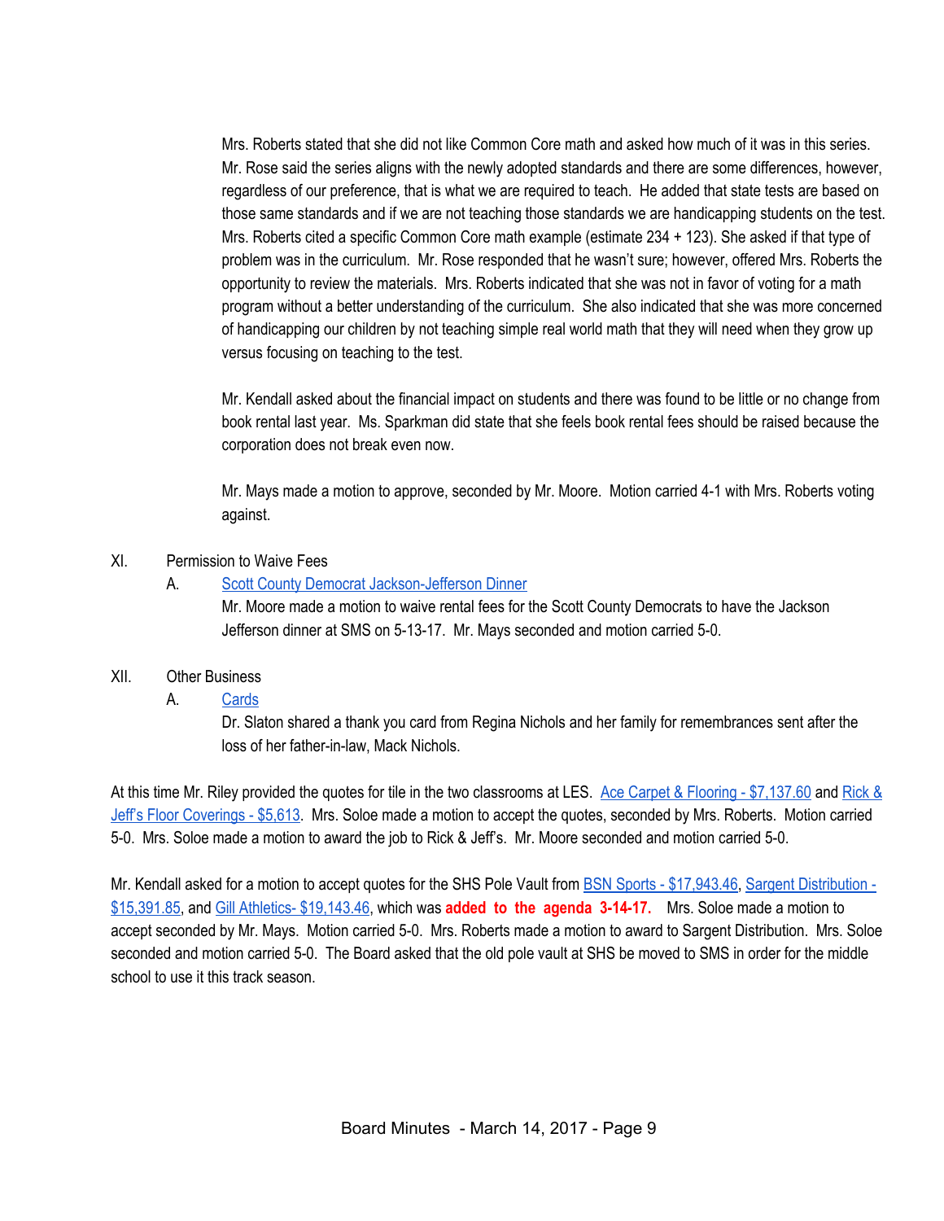Mrs. Roberts stated that she did not like Common Core math and asked how much of it was in this series. Mr. Rose said the series aligns with the newly adopted standards and there are some differences, however, regardless of our preference, that is what we are required to teach. He added that state tests are based on those same standards and if we are not teaching those standards we are handicapping students on the test. Mrs. Roberts cited a specific Common Core math example (estimate 234 + 123). She asked if that type of problem was in the curriculum. Mr. Rose responded that he wasn't sure; however, offered Mrs. Roberts the opportunity to review the materials. Mrs. Roberts indicated that she was not in favor of voting for a math program without a better understanding of the curriculum. She also indicated that she was more concerned of handicapping our children by not teaching simple real world math that they will need when they grow up versus focusing on teaching to the test.

Mr. Kendall asked about the financial impact on students and there was found to be little or no change from book rental last year. Ms. Sparkman did state that she feels book rental fees should be raised because the corporation does not break even now.

Mr. Mays made a motion to approve, seconded by Mr. Moore. Motion carried 4-1 with Mrs. Roberts voting against.

XI. Permission to Waive Fees

A. Scott County Democrat Jackson-Jefferson Dinner

Mr. Moore made a motion to waive rental fees for the Scott County Democrats to have the Jackson Jefferson dinner at SMS on 5-13-17. Mr. Mays seconded and motion carried 5-0.

XII. Other Business

A. Cards

Dr. Slaton shared a thank you card from Regina Nichols and her family for remembrances sent after the loss of her father-in-law, Mack Nichols.

At this time Mr. Riley provided the quotes for tile in the two classrooms at LES. Ace Carpet & Flooring - $7,137.60 and Rick & Jeff's Floor Coverings - $5,613. Mrs. Soloe made a motion to accept the quotes, seconded by Mrs. Roberts. Motion carried 5-0. Mrs. Soloe made a motion to award the job to Rick & Jeff's. Mr. Moore seconded and motion carried 5-0.

Mr. Kendall asked for a motion to accept quotes for the SHS Pole Vault from BSN Sports - $17,943.46, Sargent Distribution - $15,391.85, and Gill Athletics- $19,143.46, which was **added to the agenda 3-14-17.** Mrs. Soloe made a motion to accept seconded by Mr. Mays. Motion carried 5-0. Mrs. Roberts made a motion to award to Sargent Distribution. Mrs. Soloe seconded and motion carried 5-0. The Board asked that the old pole vault at SHS be moved to SMS in order for the middle school to use it this track season.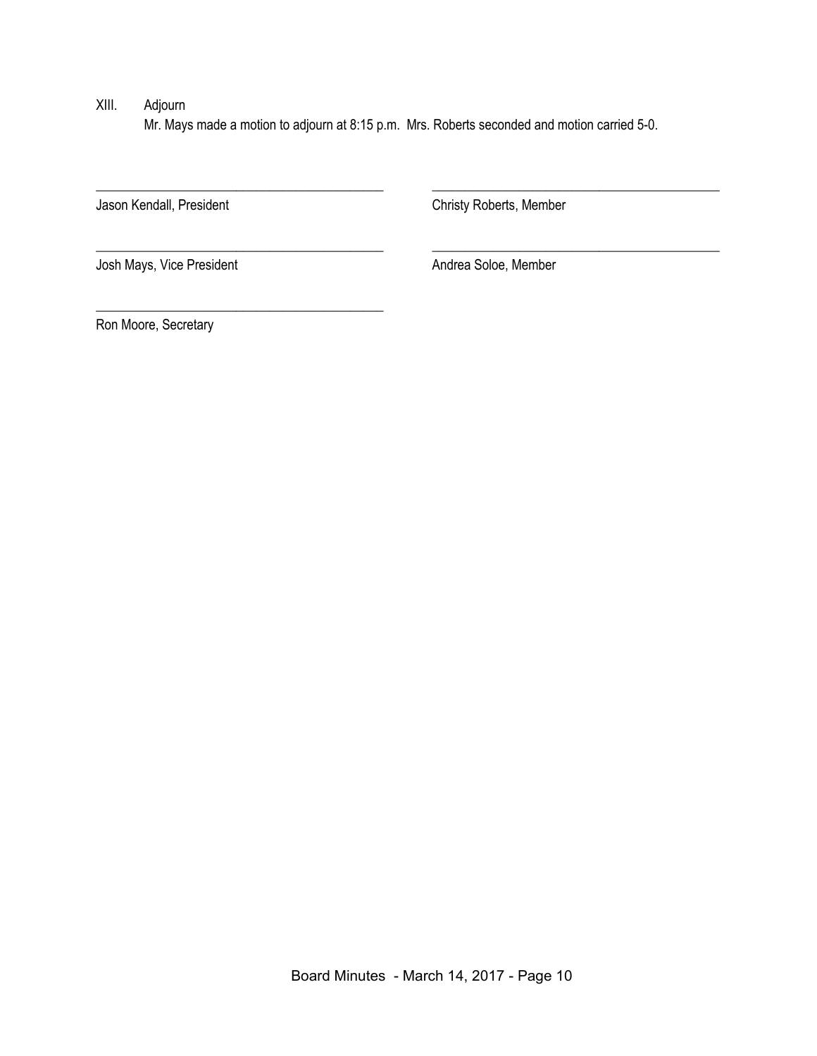XIII. Adjourn

Mr. Mays made a motion to adjourn at 8:15 p.m. Mrs. Roberts seconded and motion carried 5-0.

\_\_\_\_\_\_\_\_\_\_\_\_\_\_\_\_\_\_\_\_\_\_\_\_\_\_\_\_\_\_\_\_\_\_\_\_\_\_\_\_\_\_\_

Jason Kendall, President

\_\_\_\_\_\_\_\_\_\_\_\_\_\_\_\_\_\_\_\_\_\_\_\_\_\_\_\_\_\_\_\_\_\_\_\_\_\_\_\_\_\_\_

Christy Roberts, Member

\_\_\_\_\_\_\_\_\_\_\_\_\_\_\_\_\_\_\_\_\_\_\_\_\_\_\_\_\_\_\_\_\_\_\_\_\_\_\_\_\_\_\_

Josh Mays, Vice President

\_\_\_\_\_\_\_\_\_\_\_\_\_\_\_\_\_\_\_\_\_\_\_\_\_\_\_\_\_\_\_\_\_\_\_\_\_\_\_\_\_\_\_

Andrea Soloe, Member

\_\_\_\_\_\_\_\_\_\_\_\_\_\_\_\_\_\_\_\_\_\_\_\_\_\_\_\_\_\_\_\_\_\_\_\_\_\_\_\_\_\_\_

Ron Moore, Secretary